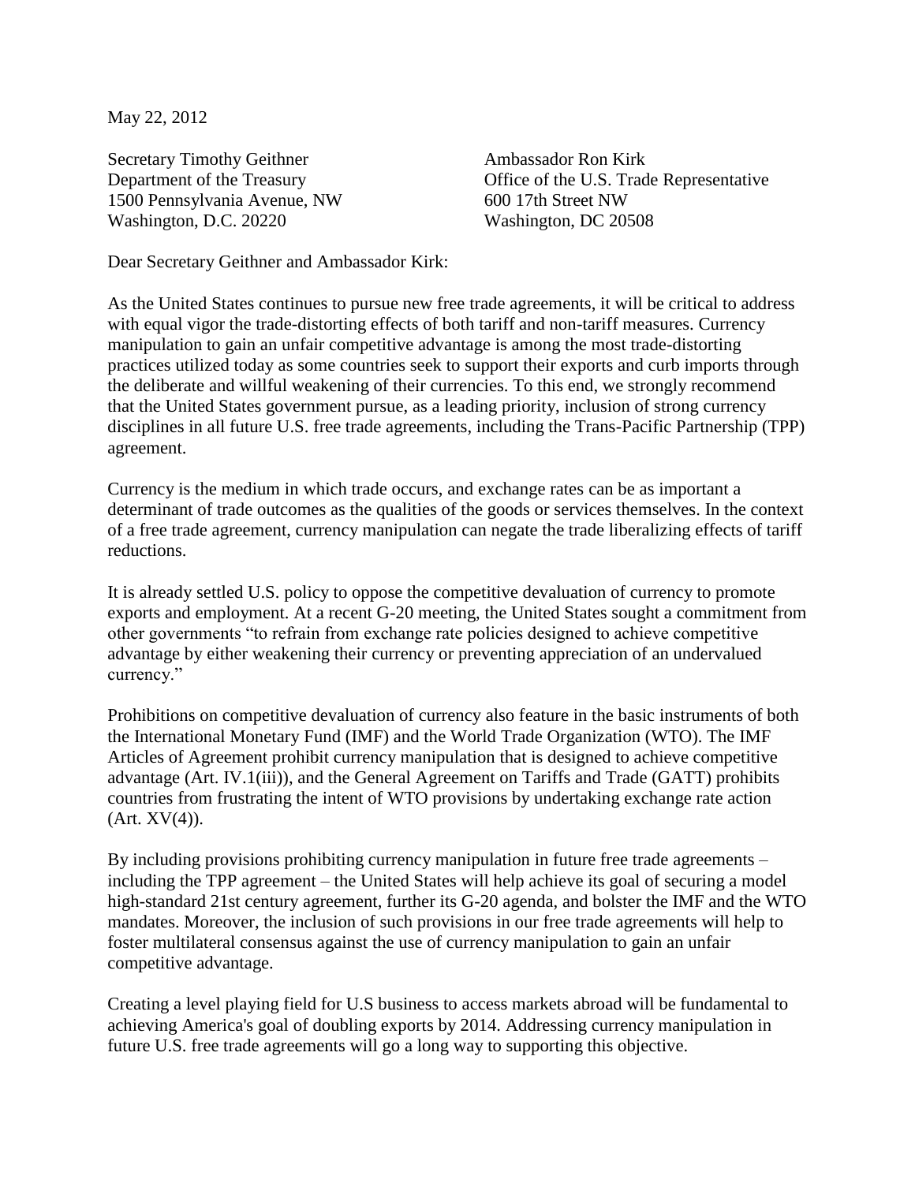May 22, 2012

Secretary Timothy Geithner
Department of the Treasury
1500 Pennsylvania Avenue, NW
Washington, D.C. 20220

Ambassador Ron Kirk
Office of the U.S. Trade Representative
600 17th Street NW
Washington, DC 20508

Dear Secretary Geithner and Ambassador Kirk:

As the United States continues to pursue new free trade agreements, it will be critical to address with equal vigor the trade-distorting effects of both tariff and non-tariff measures. Currency manipulation to gain an unfair competitive advantage is among the most trade-distorting practices utilized today as some countries seek to support their exports and curb imports through the deliberate and willful weakening of their currencies. To this end, we strongly recommend that the United States government pursue, as a leading priority, inclusion of strong currency disciplines in all future U.S. free trade agreements, including the Trans-Pacific Partnership (TPP) agreement.

Currency is the medium in which trade occurs, and exchange rates can be as important a determinant of trade outcomes as the qualities of the goods or services themselves. In the context of a free trade agreement, currency manipulation can negate the trade liberalizing effects of tariff reductions.

It is already settled U.S. policy to oppose the competitive devaluation of currency to promote exports and employment. At a recent G-20 meeting, the United States sought a commitment from other governments "to refrain from exchange rate policies designed to achieve competitive advantage by either weakening their currency or preventing appreciation of an undervalued currency."

Prohibitions on competitive devaluation of currency also feature in the basic instruments of both the International Monetary Fund (IMF) and the World Trade Organization (WTO). The IMF Articles of Agreement prohibit currency manipulation that is designed to achieve competitive advantage (Art. IV.1(iii)), and the General Agreement on Tariffs and Trade (GATT) prohibits countries from frustrating the intent of WTO provisions by undertaking exchange rate action (Art. XV(4)).

By including provisions prohibiting currency manipulation in future free trade agreements – including the TPP agreement – the United States will help achieve its goal of securing a model high-standard 21st century agreement, further its G-20 agenda, and bolster the IMF and the WTO mandates. Moreover, the inclusion of such provisions in our free trade agreements will help to foster multilateral consensus against the use of currency manipulation to gain an unfair competitive advantage.

Creating a level playing field for U.S business to access markets abroad will be fundamental to achieving America's goal of doubling exports by 2014. Addressing currency manipulation in future U.S. free trade agreements will go a long way to supporting this objective.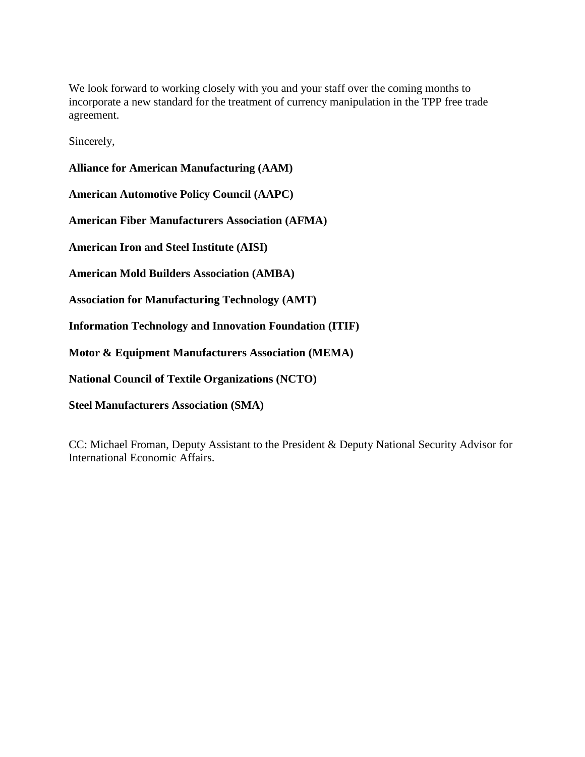We look forward to working closely with you and your staff over the coming months to incorporate a new standard for the treatment of currency manipulation in the TPP free trade agreement.

Sincerely,

**Alliance for American Manufacturing (AAM)**

**American Automotive Policy Council (AAPC)**

**American Fiber Manufacturers Association (AFMA)**

**American Iron and Steel Institute (AISI)**

**American Mold Builders Association (AMBA)**

**Association for Manufacturing Technology (AMT)**

**Information Technology and Innovation Foundation (ITIF)**

**Motor & Equipment Manufacturers Association (MEMA)**

**National Council of Textile Organizations (NCTO)**

**Steel Manufacturers Association (SMA)**

CC: Michael Froman, Deputy Assistant to the President & Deputy National Security Advisor for International Economic Affairs.